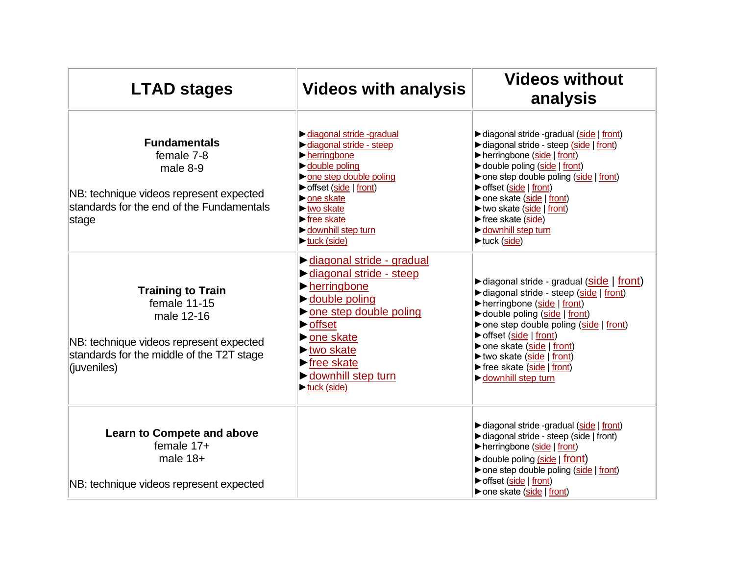| LTAD stages | Videos with analysis | Videos without analysis |
|---|---|---|
| **Fundamentals**<br>female 7-8<br>male 8-9<br><br>NB: technique videos represent expected standards for the end of the Fundamentals stage | ▶diagonal stride -gradual<br>▶diagonal stride - steep<br>▶herringbone<br>▶double poling<br>▶one step double poling<br>▶offset (side \| front)<br>▶one skate<br>▶two skate<br>▶free skate<br>▶downhill step turn<br>▶tuck (side) | ▶diagonal stride -gradual (side \| front)<br>▶diagonal stride - steep (side \| front)<br>▶herringbone (side \| front)<br>▶double poling (side \| front)<br>▶one step double poling (side \| front)<br>▶offset (side \| front)<br>▶one skate (side \| front)<br>▶two skate (side \| front)<br>▶free skate (side)<br>▶downhill step turn<br>▶tuck (side) |
| **Training to Train**<br>female 11-15<br>male 12-16<br><br>NB: technique videos represent expected standards for the middle of the T2T stage (juveniles) | ▶diagonal stride - gradual<br>▶diagonal stride - steep<br>▶herringbone<br>▶double poling<br>▶one step double poling<br>▶offset<br>▶one skate<br>▶two skate<br>▶free skate<br>▶downhill step turn<br>▶tuck (side) | ▶diagonal stride - gradual (side \| front)<br>▶diagonal stride - steep (side \| front)<br>▶herringbone (side \| front)<br>▶double poling (side \| front)<br>▶one step double poling (side \| front)<br>▶offset (side \| front)<br>▶one skate (side \| front)<br>▶two skate (side \| front)<br>▶free skate (side \| front)<br>▶downhill step turn |
| **Learn to Compete and above**<br>female 17+<br>male 18+<br><br>NB: technique videos represent expected | | ▶diagonal stride -gradual (side \| front)<br>▶diagonal stride - steep (side \| front)<br>▶herringbone (side \| front)<br>▶double poling (side \| front)<br>▶one step double poling (side \| front)<br>▶offset (side \| front)<br>▶one skate (side \| front) |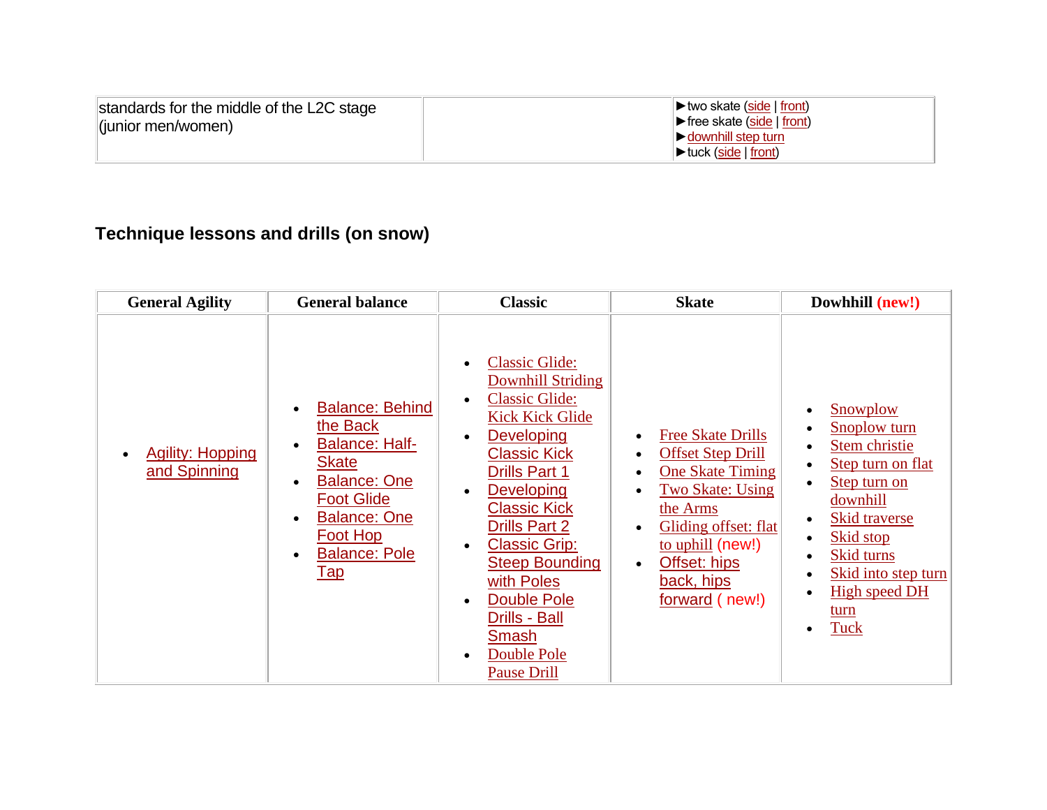| standards for the middle of the L2C stage (junior men/women) | | ►two skate (side \| front)<br>►free skate (side \| front)<br>►downhill step turn<br>►tuck (side \| front) |
|---|---|---|

## Technique lessons and drills (on snow)

| General Agility | General balance | Classic | Skate | Dowhhill (new!) |
|---|---|---|---|---|
| • Agility: Hopping and Spinning | • Balance: Behind the Back<br>• Balance: Half-Skate<br>• Balance: One Foot Glide<br>• Balance: One Foot Hop<br>• Balance: Pole Tap | • Classic Glide: Downhill Striding<br>• Classic Glide: Kick Kick Glide<br>• Developing Classic Kick Drills Part 1<br>• Developing Classic Kick Drills Part 2<br>• Classic Grip: Steep Bounding with Poles<br>• Double Pole Drills - Ball Smash<br>• Double Pole Pause Drill | • Free Skate Drills<br>• Offset Step Drill<br>• One Skate Timing<br>• Two Skate: Using the Arms<br>• Gliding offset: flat to uphill (new!)<br>• Offset: hips back, hips forward ( new!) | • Snowplow<br>• Snoplow turn<br>• Stem christie<br>• Step turn on flat<br>• Step turn on downhill<br>• Skid traverse<br>• Skid stop<br>• Skid turns<br>• Skid into step turn<br>• High speed DH turn<br>• Tuck |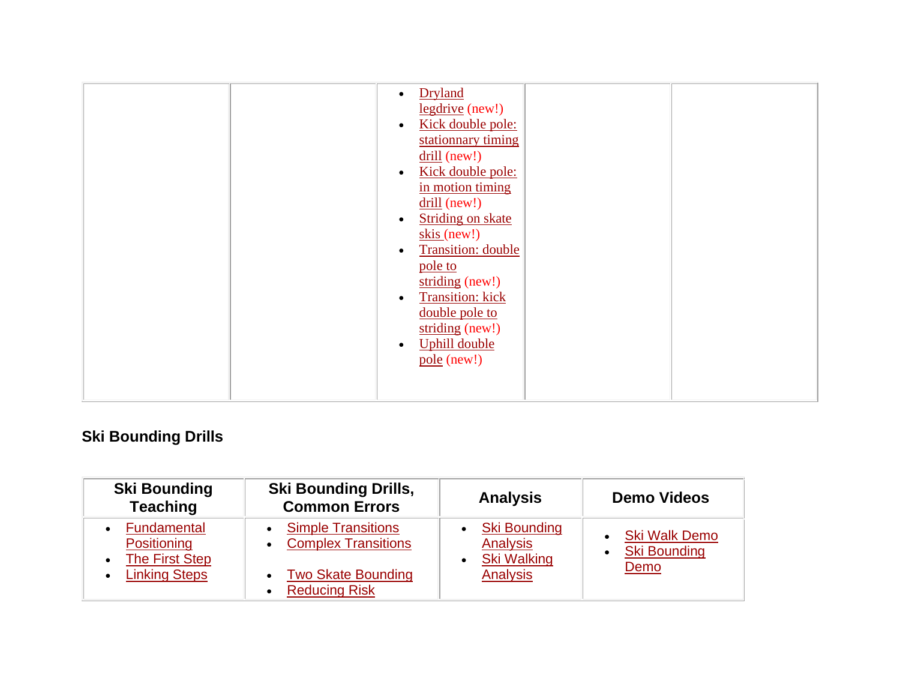| | | | | |
|---|---|---|---|---|
| | | • Dryland legdrive (new!)<br>• Kick double pole: stationnary timing drill (new!)<br>• Kick double pole: in motion timing drill (new!)<br>• Striding on skate skis (new!)<br>• Transition: double pole to striding (new!)<br>• Transition: kick double pole to striding (new!)<br>• Uphill double pole (new!) | | |

### Ski Bounding Drills

| Ski Bounding Teaching | Ski Bounding Drills, Common Errors | Analysis | Demo Videos |
|---|---|---|---|
| • Fundamental Positioning<br>• The First Step<br>• Linking Steps | • Simple Transitions<br>• Complex Transitions<br><br>• Two Skate Bounding<br>• Reducing Risk | • Ski Bounding Analysis<br>• Ski Walking Analysis | • Ski Walk Demo<br>• Ski Bounding Demo |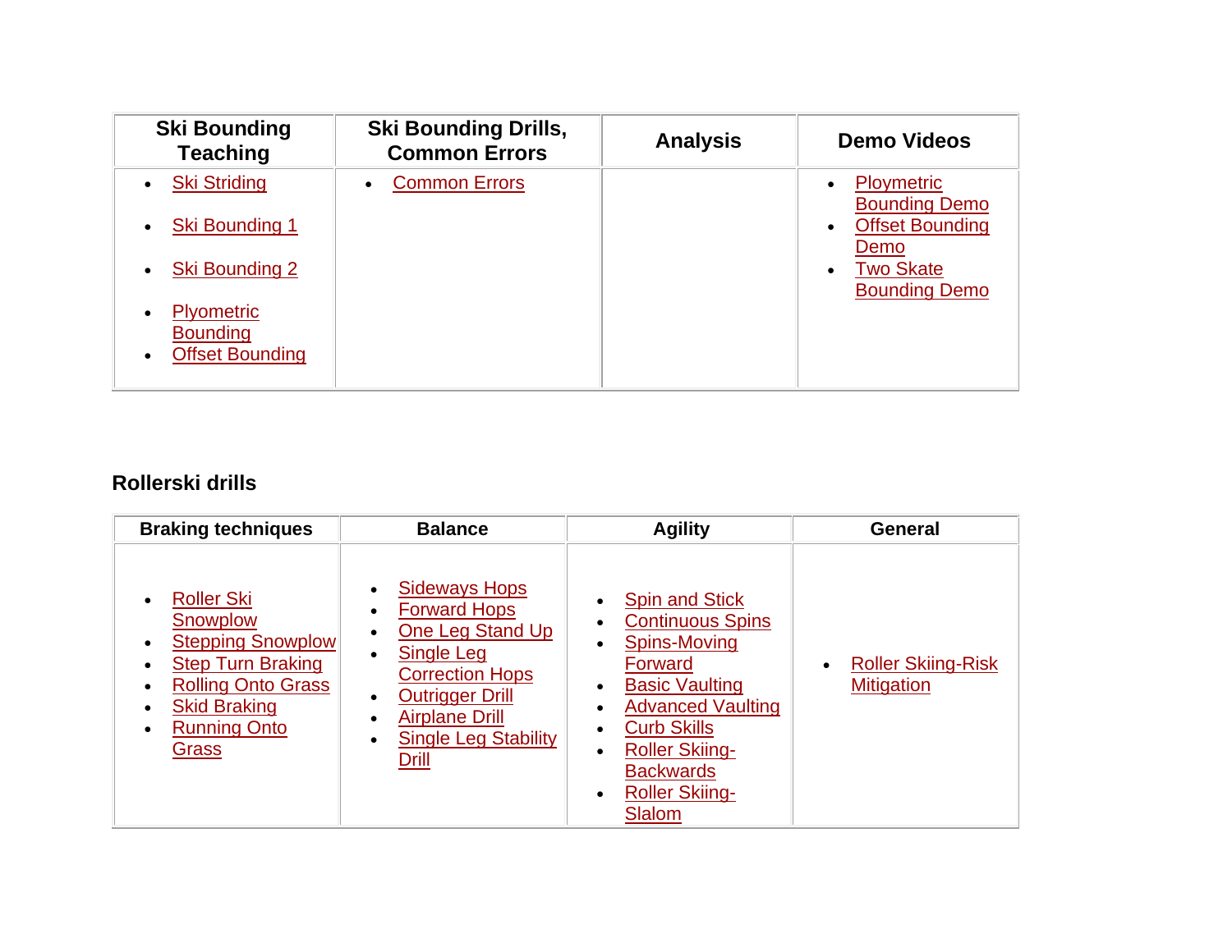| Ski Bounding Teaching | Ski Bounding Drills, Common Errors | Analysis | Demo Videos |
|---|---|---|---|
| • Ski Striding<br>• Ski Bounding 1<br>• Ski Bounding 2<br>• Plyometric Bounding<br>• Offset Bounding | • Common Errors | | • Ploymetric Bounding Demo<br>• Offset Bounding Demo<br>• Two Skate Bounding Demo |

**Rollerski drills**

| Braking techniques | Balance | Agility | General |
|---|---|---|---|
| • Roller Ski Snowplow<br>• Stepping Snowplow<br>• Step Turn Braking<br>• Rolling Onto Grass<br>• Skid Braking<br>• Running Onto Grass | • Sideways Hops<br>• Forward Hops<br>• One Leg Stand Up<br>• Single Leg Correction Hops<br>• Outrigger Drill<br>• Airplane Drill<br>• Single Leg Stability Drill | • Spin and Stick<br>• Continuous Spins<br>• Spins-Moving Forward<br>• Basic Vaulting<br>• Advanced Vaulting<br>• Curb Skills<br>• Roller Skiing-Backwards<br>• Roller Skiing-Slalom | • Roller Skiing-Risk Mitigation |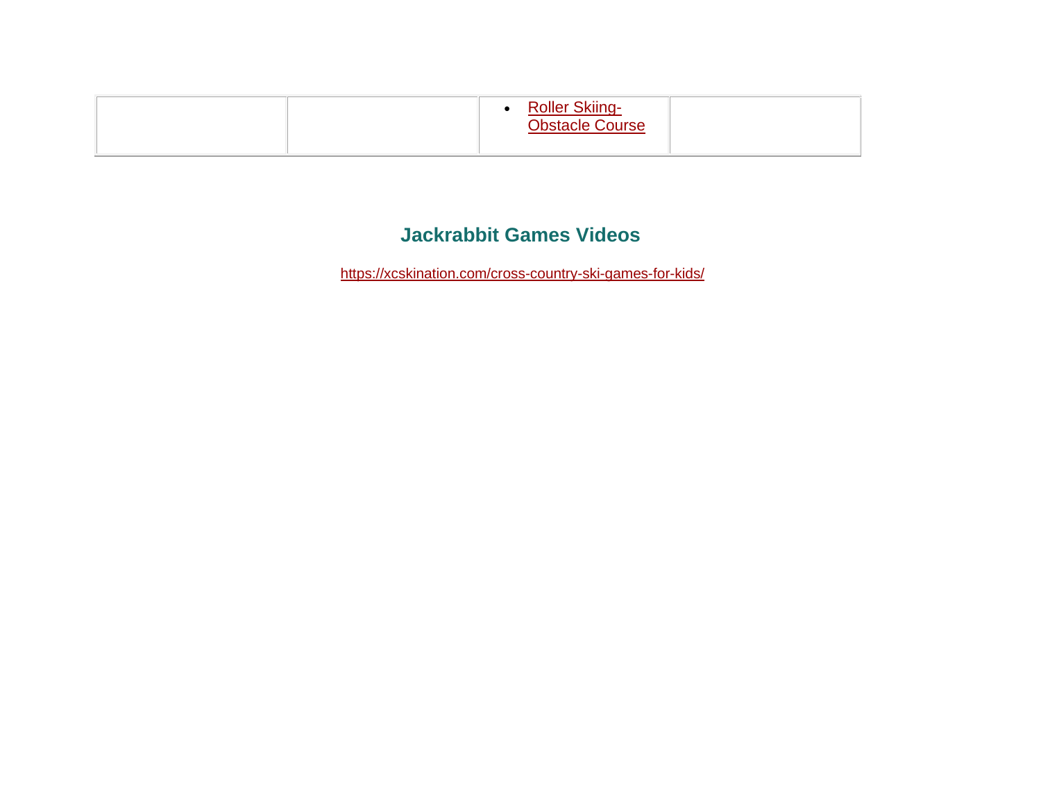| | | | |
|---|---|---|---|
| | | • Roller Skiing-Obstacle Course | |

## Jackrabbit Games Videos

https://xcskination.com/cross-country-ski-games-for-kids/